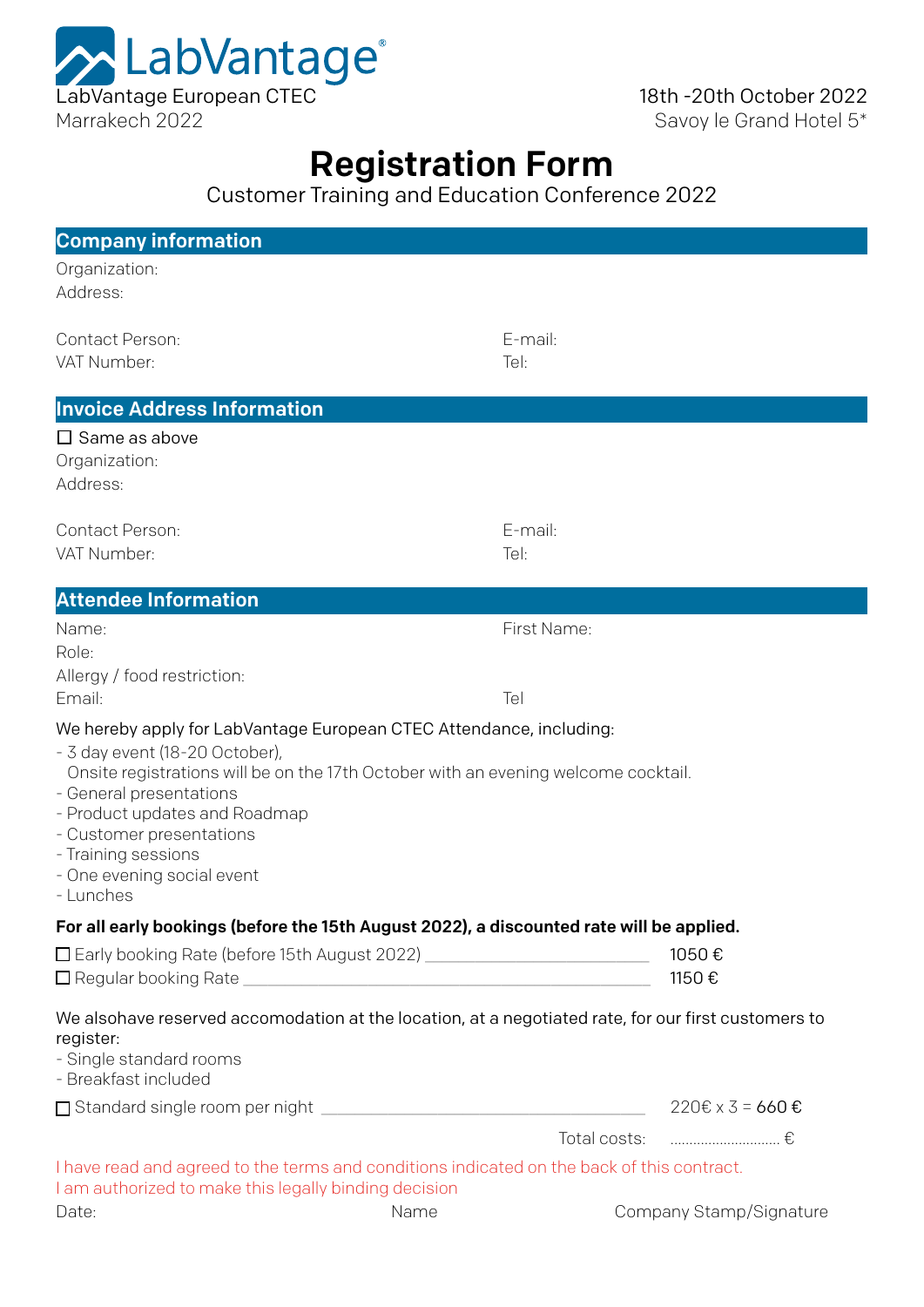LabVantage®

LabVantage European CTEC
Marrakech 2022

18th -20th October 2022
Savoy le Grand Hotel 5*

# Registration Form

Customer Training and Education Conference 2022

## Company information

Organization:
Address:

Contact Person: E-mail:
VAT Number: Tel:

## Invoice Address Information

☐ Same as above
Organization:
Address:

Contact Person: E-mail:
VAT Number: Tel:

## Attendee Information

Name: First Name:
Role:
Allergy / food restriction:
Email: Tel

We hereby apply for LabVantage European CTEC Attendance, including:

- 3 day event (18-20 October),
  Onsite registrations will be on the 17th October with an evening welcome cocktail.
- General presentations
- Product updates and Roadmap
- Customer presentations
- Training sessions
- One evening social event
- Lunches

**For all early bookings (before the 15th August 2022), a discounted rate will be applied.**

☐ Early booking Rate (before 15th August 2022) ____________________ 1050 €
☐ Regular booking Rate ____________________ 1150 €

We alsohave reserved accomodation at the location, at a negotiated rate, for our first customers to register:

- Single standard rooms
- Breakfast included

☐ Standard single room per night ____________________ 220€ x 3 = 660 €

Total costs: ............................ €

I have read and agreed to the terms and conditions indicated on the back of this contract.
I am authorized to make this legally binding decision

Date: Name Company Stamp/Signature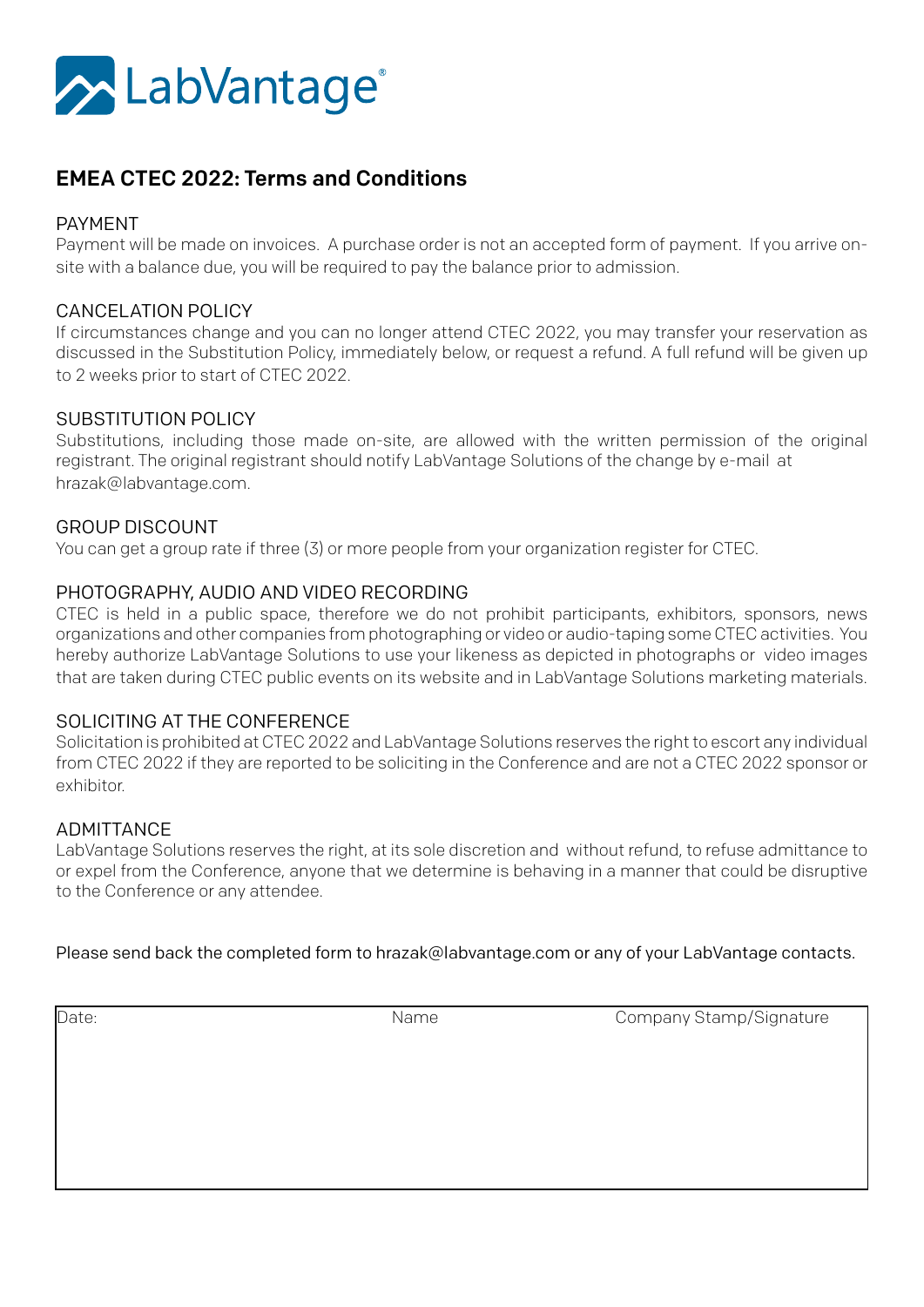LabVantage®

## EMEA CTEC 2022: Terms and Conditions

PAYMENT
Payment will be made on invoices. A purchase order is not an accepted form of payment. If you arrive on-site with a balance due, you will be required to pay the balance prior to admission.

CANCELATION POLICY
If circumstances change and you can no longer attend CTEC 2022, you may transfer your reservation as discussed in the Substitution Policy, immediately below, or request a refund. A full refund will be given up to 2 weeks prior to start of CTEC 2022.

SUBSTITUTION POLICY
Substitutions, including those made on-site, are allowed with the written permission of the original registrant. The original registrant should notify LabVantage Solutions of the change by e-mail at hrazak@labvantage.com.

GROUP DISCOUNT
You can get a group rate if three (3) or more people from your organization register for CTEC.

PHOTOGRAPHY, AUDIO AND VIDEO RECORDING
CTEC is held in a public space, therefore we do not prohibit participants, exhibitors, sponsors, news organizations and other companies from photographing or video or audio-taping some CTEC activities. You hereby authorize LabVantage Solutions to use your likeness as depicted in photographs or video images that are taken during CTEC public events on its website and in LabVantage Solutions marketing materials.

SOLICITING AT THE CONFERENCE
Solicitation is prohibited at CTEC 2022 and LabVantage Solutions reserves the right to escort any individual from CTEC 2022 if they are reported to be soliciting in the Conference and are not a CTEC 2022 sponsor or exhibitor.

ADMITTANCE
LabVantage Solutions reserves the right, at its sole discretion and without refund, to refuse admittance to or expel from the Conference, anyone that we determine is behaving in a manner that could be disruptive to the Conference or any attendee.

Please send back the completed form to hrazak@labvantage.com or any of your LabVantage contacts.

| Date: | Name | Company Stamp/Signature |
| --- | --- | --- |
| | | |